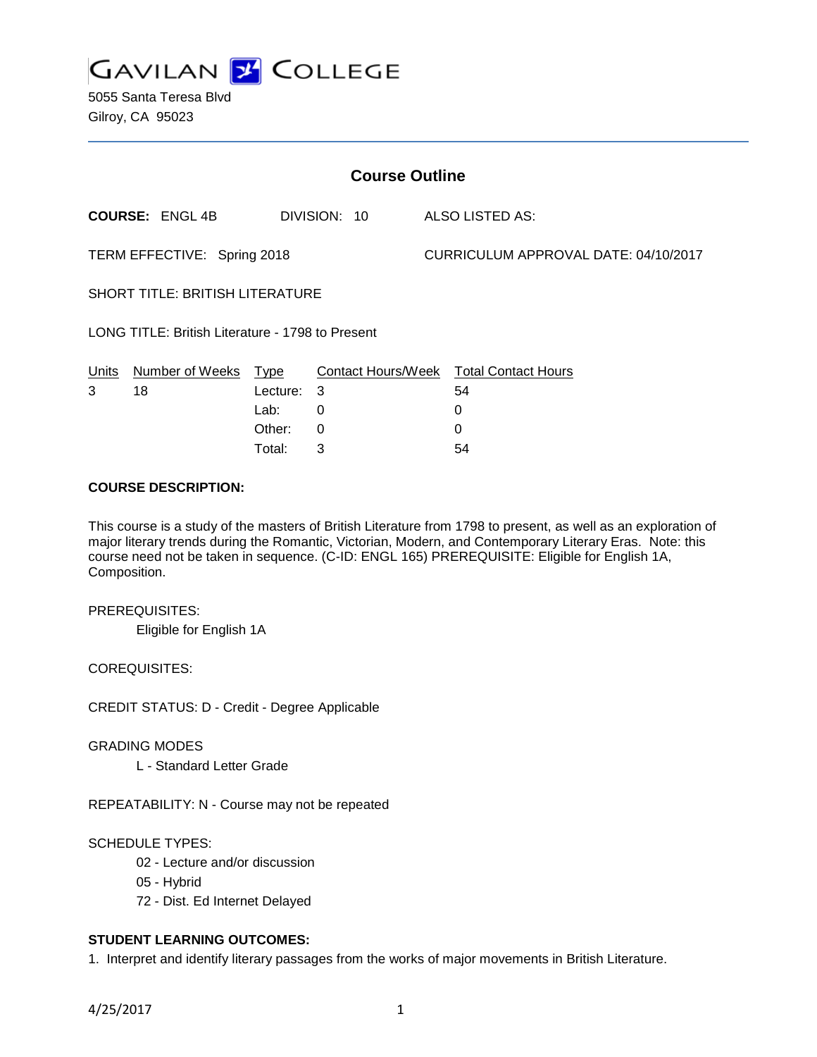# GAVILAN COLLEGE

5055 Santa Teresa Blvd
Gilroy, CA 95023

## Course Outline

**COURSE:** ENGL 4B DIVISION: 10 ALSO LISTED AS:

TERM EFFECTIVE: Spring 2018 CURRICULUM APPROVAL DATE: 04/10/2017

SHORT TITLE: BRITISH LITERATURE

LONG TITLE: British Literature - 1798 to Present

| Units | Number of Weeks | Type | Contact Hours/Week | Total Contact Hours |
|---|---|---|---|---|
| 3 | 18 | Lecture: | 3 | 54 |
| | | Lab: | 0 | 0 |
| | | Other: | 0 | 0 |
| | | Total: | 3 | 54 |

**COURSE DESCRIPTION:**

This course is a study of the masters of British Literature from 1798 to present, as well as an exploration of major literary trends during the Romantic, Victorian, Modern, and Contemporary Literary Eras. Note: this course need not be taken in sequence. (C-ID: ENGL 165) PREREQUISITE: Eligible for English 1A, Composition.

PREREQUISITES:

Eligible for English 1A

COREQUISITES:

CREDIT STATUS: D - Credit - Degree Applicable

GRADING MODES

L - Standard Letter Grade

REPEATABILITY: N - Course may not be repeated

SCHEDULE TYPES:

02 - Lecture and/or discussion

05 - Hybrid

72 - Dist. Ed Internet Delayed

**STUDENT LEARNING OUTCOMES:**

1. Interpret and identify literary passages from the works of major movements in British Literature.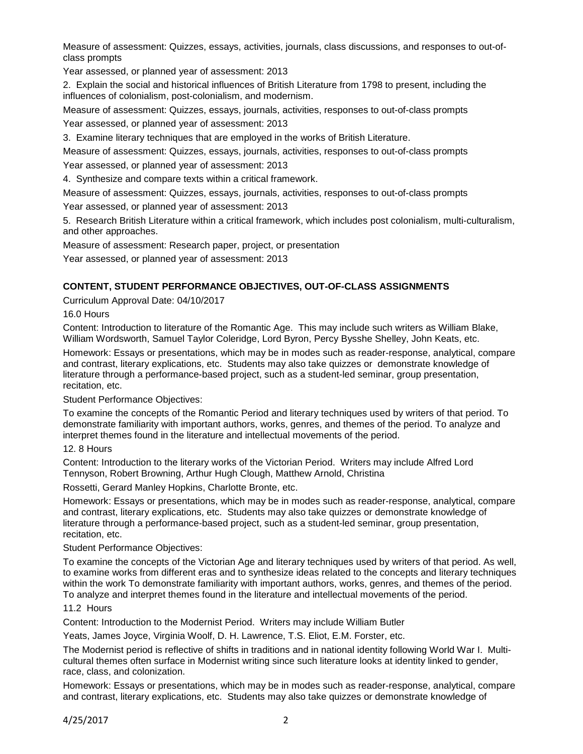Measure of assessment: Quizzes, essays, activities, journals, class discussions, and responses to out-of-class prompts

Year assessed, or planned year of assessment: 2013

2. Explain the social and historical influences of British Literature from 1798 to present, including the influences of colonialism, post-colonialism, and modernism.

Measure of assessment: Quizzes, essays, journals, activities, responses to out-of-class prompts

Year assessed, or planned year of assessment: 2013

3. Examine literary techniques that are employed in the works of British Literature.

Measure of assessment: Quizzes, essays, journals, activities, responses to out-of-class prompts

Year assessed, or planned year of assessment: 2013

4. Synthesize and compare texts within a critical framework.

Measure of assessment: Quizzes, essays, journals, activities, responses to out-of-class prompts

Year assessed, or planned year of assessment: 2013

5. Research British Literature within a critical framework, which includes post colonialism, multi-culturalism, and other approaches.

Measure of assessment: Research paper, project, or presentation

Year assessed, or planned year of assessment: 2013

**CONTENT, STUDENT PERFORMANCE OBJECTIVES, OUT-OF-CLASS ASSIGNMENTS**

Curriculum Approval Date: 04/10/2017

16.0 Hours

Content: Introduction to literature of the Romantic Age. This may include such writers as William Blake, William Wordsworth, Samuel Taylor Coleridge, Lord Byron, Percy Bysshe Shelley, John Keats, etc.

Homework: Essays or presentations, which may be in modes such as reader-response, analytical, compare and contrast, literary explications, etc. Students may also take quizzes or demonstrate knowledge of literature through a performance-based project, such as a student-led seminar, group presentation, recitation, etc.

Student Performance Objectives:

To examine the concepts of the Romantic Period and literary techniques used by writers of that period. To demonstrate familiarity with important authors, works, genres, and themes of the period. To analyze and interpret themes found in the literature and intellectual movements of the period.

12. 8 Hours

Content: Introduction to the literary works of the Victorian Period. Writers may include Alfred Lord Tennyson, Robert Browning, Arthur Hugh Clough, Matthew Arnold, Christina Rossetti, Gerard Manley Hopkins, Charlotte Bronte, etc.

Homework: Essays or presentations, which may be in modes such as reader-response, analytical, compare and contrast, literary explications, etc. Students may also take quizzes or demonstrate knowledge of literature through a performance-based project, such as a student-led seminar, group presentation, recitation, etc.

Student Performance Objectives:

To examine the concepts of the Victorian Age and literary techniques used by writers of that period. As well, to examine works from different eras and to synthesize ideas related to the concepts and literary techniques within the work To demonstrate familiarity with important authors, works, genres, and themes of the period. To analyze and interpret themes found in the literature and intellectual movements of the period.

11.2 Hours

Content: Introduction to the Modernist Period. Writers may include William Butler Yeats, James Joyce, Virginia Woolf, D. H. Lawrence, T.S. Eliot, E.M. Forster, etc.

The Modernist period is reflective of shifts in traditions and in national identity following World War I. Multi-cultural themes often surface in Modernist writing since such literature looks at identity linked to gender, race, class, and colonization.

Homework: Essays or presentations, which may be in modes such as reader-response, analytical, compare and contrast, literary explications, etc. Students may also take quizzes or demonstrate knowledge of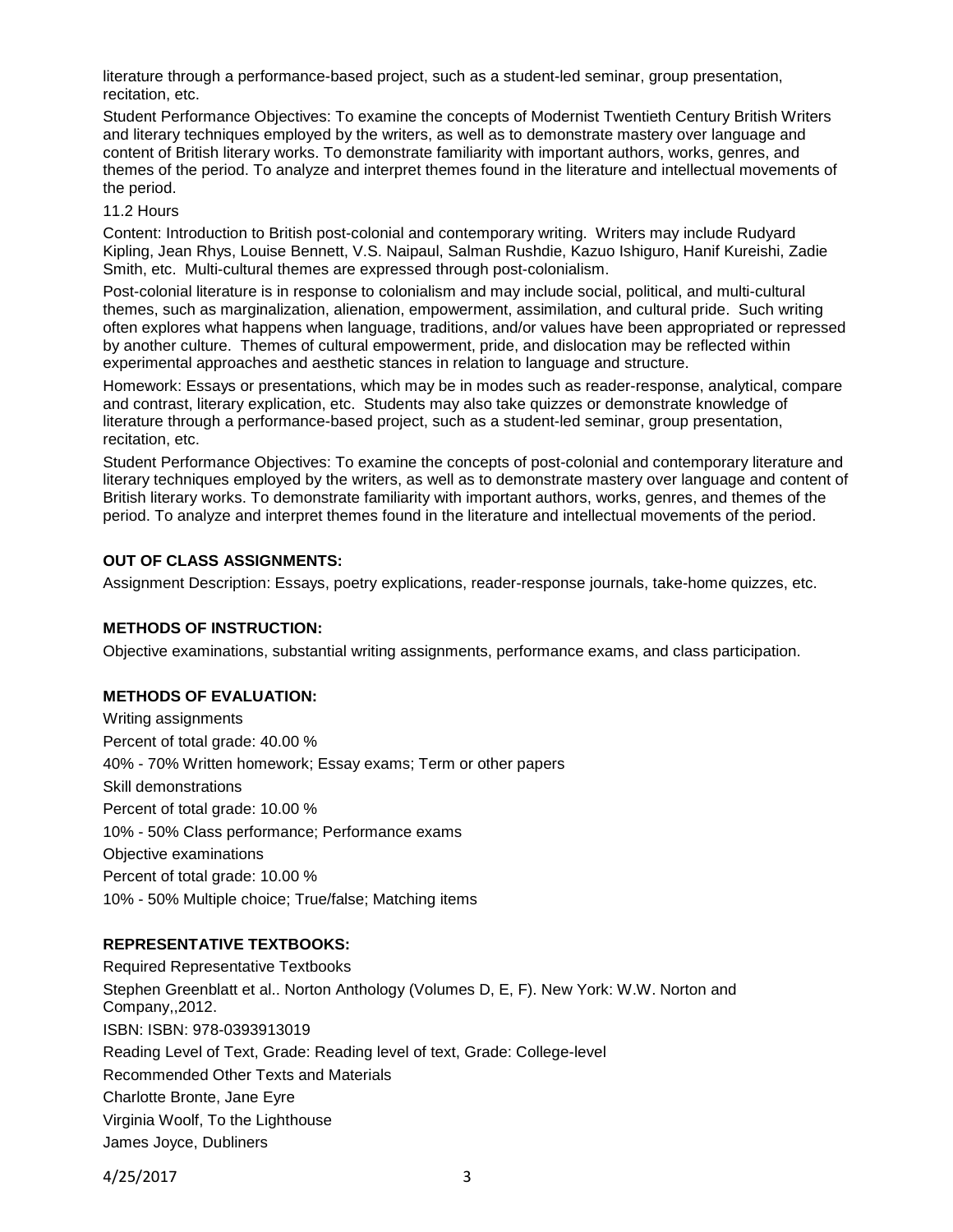literature through a performance-based project, such as a student-led seminar, group presentation, recitation, etc.

Student Performance Objectives: To examine the concepts of Modernist Twentieth Century British Writers and literary techniques employed by the writers, as well as to demonstrate mastery over language and content of British literary works. To demonstrate familiarity with important authors, works, genres, and themes of the period. To analyze and interpret themes found in the literature and intellectual movements of the period.

11.2 Hours

Content: Introduction to British post-colonial and contemporary writing. Writers may include Rudyard Kipling, Jean Rhys, Louise Bennett, V.S. Naipaul, Salman Rushdie, Kazuo Ishiguro, Hanif Kureishi, Zadie Smith, etc. Multi-cultural themes are expressed through post-colonialism.

Post-colonial literature is in response to colonialism and may include social, political, and multi-cultural themes, such as marginalization, alienation, empowerment, assimilation, and cultural pride. Such writing often explores what happens when language, traditions, and/or values have been appropriated or repressed by another culture. Themes of cultural empowerment, pride, and dislocation may be reflected within experimental approaches and aesthetic stances in relation to language and structure.

Homework: Essays or presentations, which may be in modes such as reader-response, analytical, compare and contrast, literary explication, etc. Students may also take quizzes or demonstrate knowledge of literature through a performance-based project, such as a student-led seminar, group presentation, recitation, etc.

Student Performance Objectives: To examine the concepts of post-colonial and contemporary literature and literary techniques employed by the writers, as well as to demonstrate mastery over language and content of British literary works. To demonstrate familiarity with important authors, works, genres, and themes of the period. To analyze and interpret themes found in the literature and intellectual movements of the period.

## OUT OF CLASS ASSIGNMENTS:

Assignment Description: Essays, poetry explications, reader-response journals, take-home quizzes, etc.

## METHODS OF INSTRUCTION:

Objective examinations, substantial writing assignments, performance exams, and class participation.

## METHODS OF EVALUATION:

Writing assignments

Percent of total grade: 40.00 %

40% - 70% Written homework; Essay exams; Term or other papers

Skill demonstrations

Percent of total grade: 10.00 %

10% - 50% Class performance; Performance exams

Objective examinations

Percent of total grade: 10.00 %

10% - 50% Multiple choice; True/false; Matching items

## REPRESENTATIVE TEXTBOOKS:

Required Representative Textbooks

Stephen Greenblatt et al.. Norton Anthology (Volumes D, E, F). New York: W.W. Norton and Company,,2012.

ISBN: ISBN: 978-0393913019

Reading Level of Text, Grade: Reading level of text, Grade: College-level

Recommended Other Texts and Materials

Charlotte Bronte, Jane Eyre

Virginia Woolf, To the Lighthouse

James Joyce, Dubliners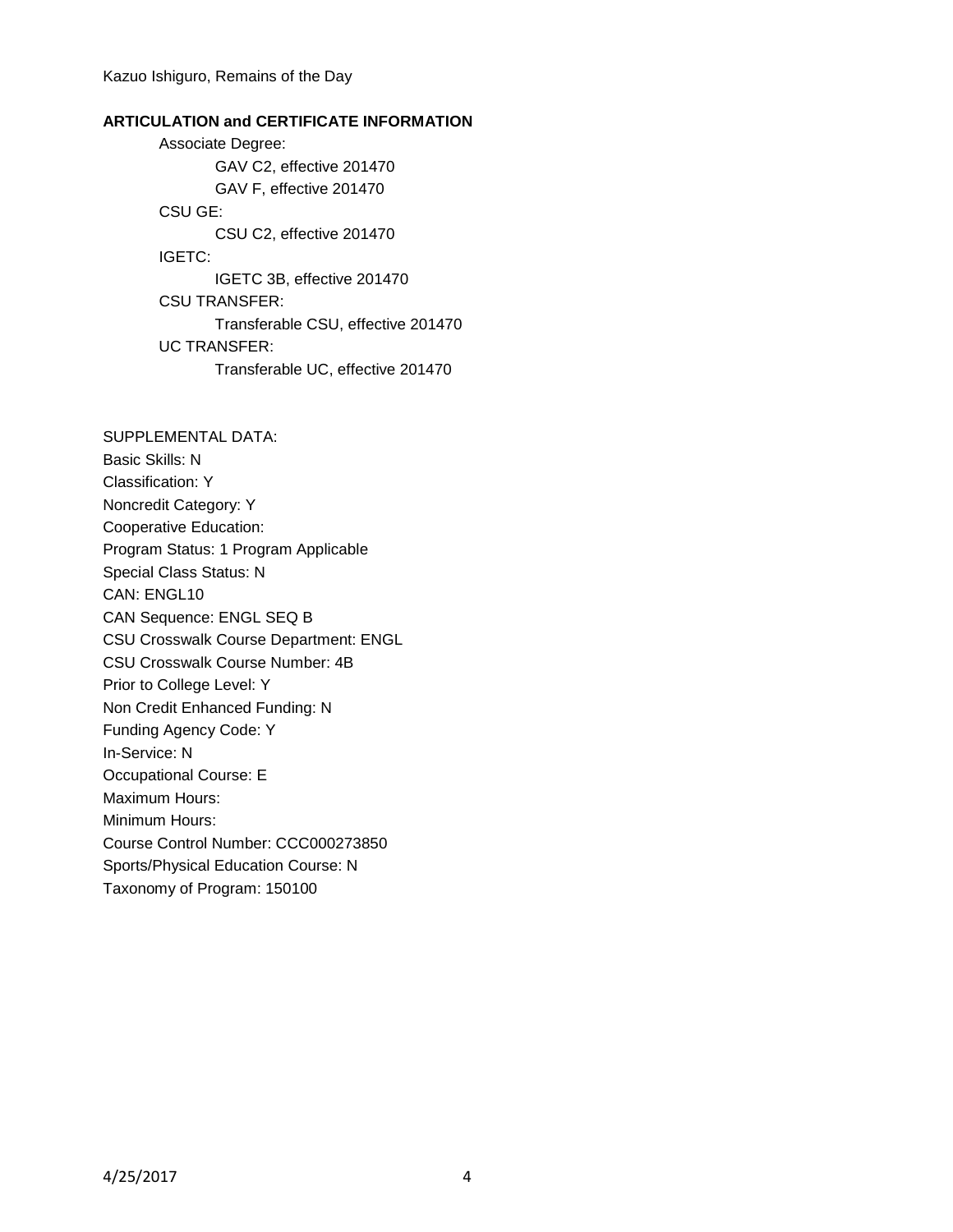Kazuo Ishiguro, Remains of the Day

**ARTICULATION and CERTIFICATE INFORMATION**

Associate Degree:

GAV C2, effective 201470

GAV F, effective 201470

CSU GE:

CSU C2, effective 201470

IGETC:

IGETC 3B, effective 201470

CSU TRANSFER:

Transferable CSU, effective 201470

UC TRANSFER:

Transferable UC, effective 201470

SUPPLEMENTAL DATA:

Basic Skills: N

Classification: Y

Noncredit Category: Y

Cooperative Education:

Program Status: 1 Program Applicable

Special Class Status: N

CAN: ENGL10

CAN Sequence: ENGL SEQ B

CSU Crosswalk Course Department: ENGL

CSU Crosswalk Course Number: 4B

Prior to College Level: Y

Non Credit Enhanced Funding: N

Funding Agency Code: Y

In-Service: N

Occupational Course: E

Maximum Hours:

Minimum Hours:

Course Control Number: CCC000273850

Sports/Physical Education Course: N

Taxonomy of Program: 150100